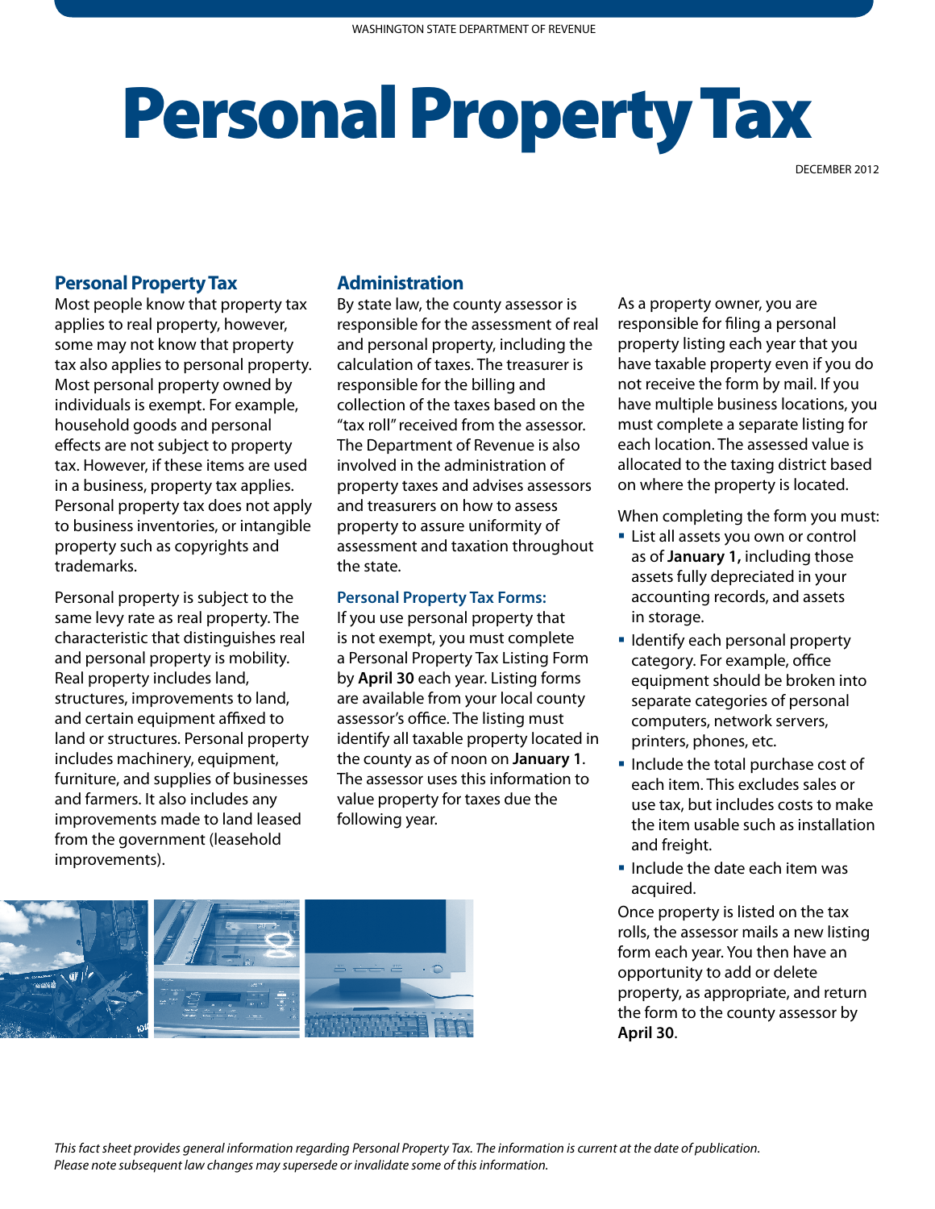WASHINGTON STATE DEPARTMENT OF REVENUE

# Personal Property Tax

DECEMBER 2012

## Personal Property Tax

Most people know that property tax applies to real property, however, some may not know that property tax also applies to personal property. Most personal property owned by individuals is exempt. For example, household goods and personal effects are not subject to property tax. However, if these items are used in a business, property tax applies. Personal property tax does not apply to business inventories, or intangible property such as copyrights and trademarks.

Personal property is subject to the same levy rate as real property. The characteristic that distinguishes real and personal property is mobility. Real property includes land, structures, improvements to land, and certain equipment affixed to land or structures. Personal property includes machinery, equipment, furniture, and supplies of businesses and farmers. It also includes any improvements made to land leased from the government (leasehold improvements).

## Administration

By state law, the county assessor is responsible for the assessment of real and personal property, including the calculation of taxes. The treasurer is responsible for the billing and collection of the taxes based on the "tax roll" received from the assessor. The Department of Revenue is also involved in the administration of property taxes and advises assessors and treasurers on how to assess property to assure uniformity of assessment and taxation throughout the state.

### Personal Property Tax Forms:

If you use personal property that is not exempt, you must complete a Personal Property Tax Listing Form by **April 30** each year. Listing forms are available from your local county assessor's office. The listing must identify all taxable property located in the county as of noon on **January 1**. The assessor uses this information to value property for taxes due the following year.

As a property owner, you are responsible for filing a personal property listing each year that you have taxable property even if you do not receive the form by mail. If you have multiple business locations, you must complete a separate listing for each location. The assessed value is allocated to the taxing district based on where the property is located.

When completing the form you must:

- List all assets you own or control as of **January 1,** including those assets fully depreciated in your accounting records, and assets in storage.
- Identify each personal property category. For example, office equipment should be broken into separate categories of personal computers, network servers, printers, phones, etc.
- Include the total purchase cost of each item. This excludes sales or use tax, but includes costs to make the item usable such as installation and freight.
- Include the date each item was acquired.

Once property is listed on the tax rolls, the assessor mails a new listing form each year. You then have an opportunity to add or delete property, as appropriate, and return the form to the county assessor by **April 30**.

*This fact sheet provides general information regarding Personal Property Tax. The information is current at the date of publication. Please note subsequent law changes may supersede or invalidate some of this information.*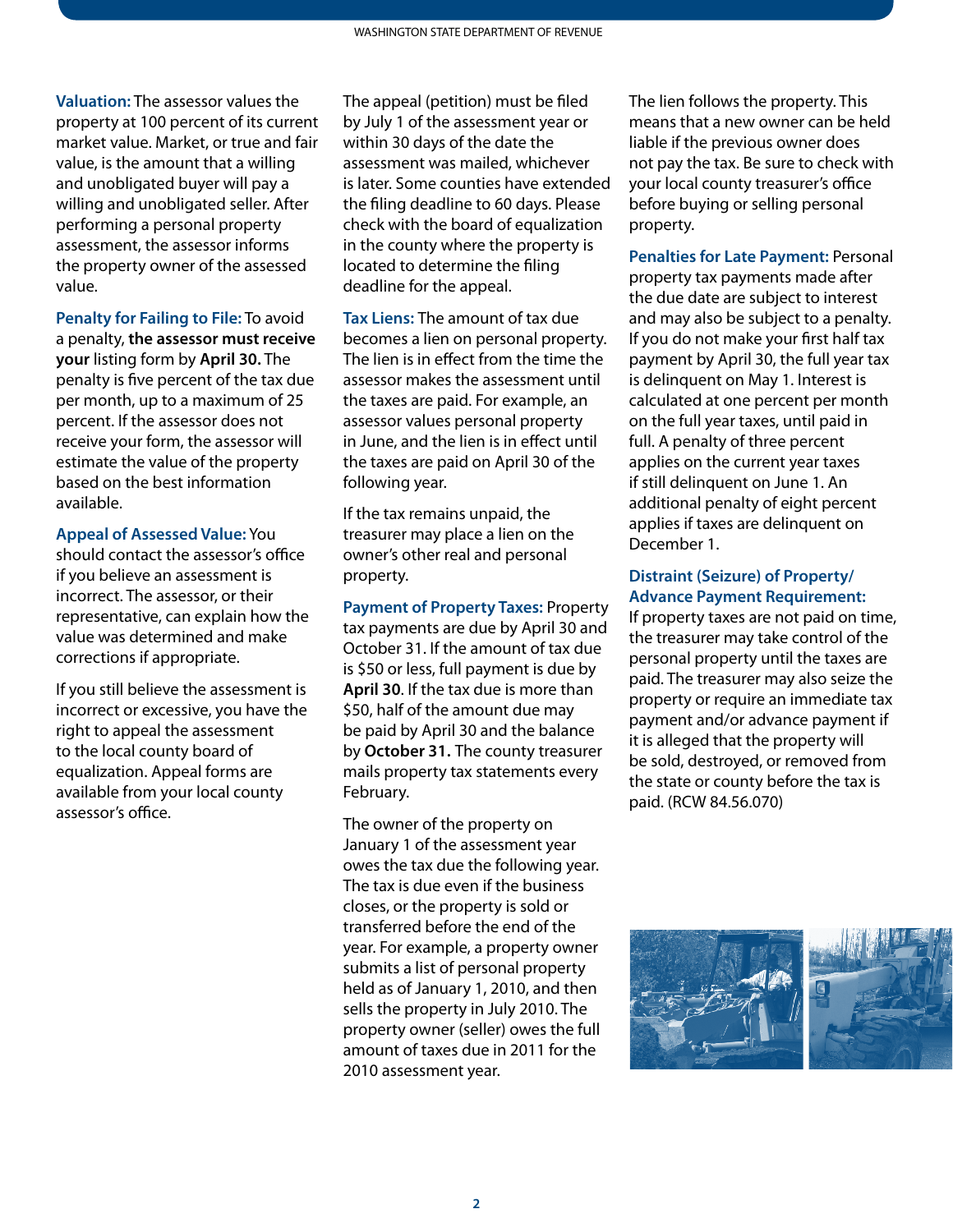**Valuation:** The assessor values the property at 100 percent of its current market value. Market, or true and fair value, is the amount that a willing and unobligated buyer will pay a willing and unobligated seller. After performing a personal property assessment, the assessor informs the property owner of the assessed value.

**Penalty for Failing to File:** To avoid a penalty, **the assessor must receive your** listing form by **April 30.** The penalty is five percent of the tax due per month, up to a maximum of 25 percent. If the assessor does not receive your form, the assessor will estimate the value of the property based on the best information available.

**Appeal of Assessed Value:** You should contact the assessor's office if you believe an assessment is incorrect. The assessor, or their representative, can explain how the value was determined and make corrections if appropriate.

If you still believe the assessment is incorrect or excessive, you have the right to appeal the assessment to the local county board of equalization. Appeal forms are available from your local county assessor's office.

The appeal (petition) must be filed by July 1 of the assessment year or within 30 days of the date the assessment was mailed, whichever is later. Some counties have extended the filing deadline to 60 days. Please check with the board of equalization in the county where the property is located to determine the filing deadline for the appeal.

**Tax Liens:** The amount of tax due becomes a lien on personal property. The lien is in effect from the time the assessor makes the assessment until the taxes are paid. For example, an assessor values personal property in June, and the lien is in effect until the taxes are paid on April 30 of the following year.

If the tax remains unpaid, the treasurer may place a lien on the owner's other real and personal property.

**Payment of Property Taxes:** Property tax payments are due by April 30 and October 31. If the amount of tax due is $50 or less, full payment is due by **April 30**. If the tax due is more than $50, half of the amount due may be paid by April 30 and the balance by **October 31.** The county treasurer mails property tax statements every February.

The owner of the property on January 1 of the assessment year owes the tax due the following year. The tax is due even if the business closes, or the property is sold or transferred before the end of the year. For example, a property owner submits a list of personal property held as of January 1, 2010, and then sells the property in July 2010. The property owner (seller) owes the full amount of taxes due in 2011 for the 2010 assessment year.

The lien follows the property. This means that a new owner can be held liable if the previous owner does not pay the tax. Be sure to check with your local county treasurer's office before buying or selling personal property.

**Penalties for Late Payment:** Personal property tax payments made after the due date are subject to interest and may also be subject to a penalty. If you do not make your first half tax payment by April 30, the full year tax is delinquent on May 1. Interest is calculated at one percent per month on the full year taxes, until paid in full. A penalty of three percent applies on the current year taxes if still delinquent on June 1. An additional penalty of eight percent applies if taxes are delinquent on December 1.

**Distraint (Seizure) of Property/ Advance Payment Requirement:** If property taxes are not paid on time, the treasurer may take control of the personal property until the taxes are paid. The treasurer may also seize the property or require an immediate tax payment and/or advance payment if it is alleged that the property will be sold, destroyed, or removed from the state or county before the tax is paid. (RCW 84.56.070)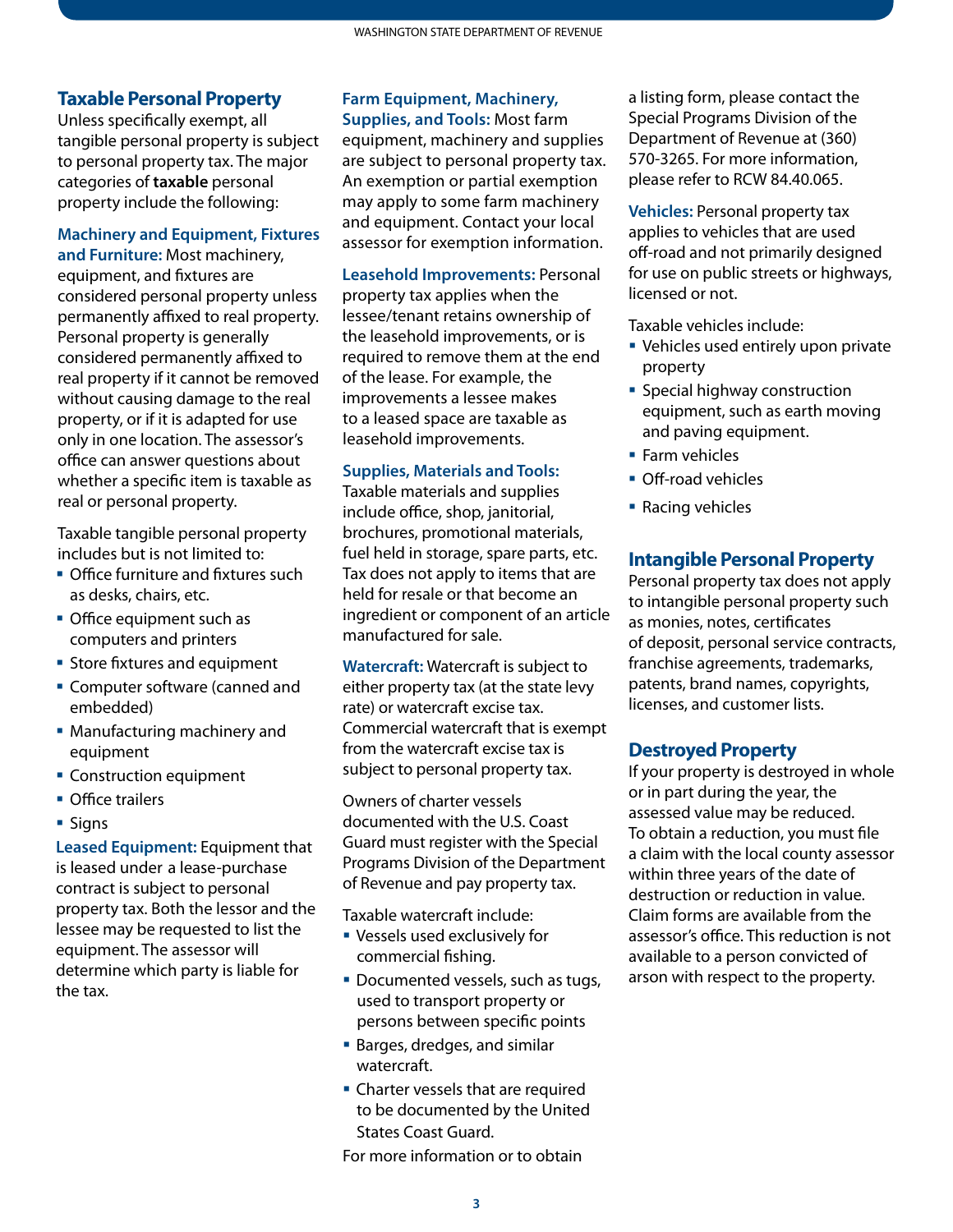## Taxable Personal Property

Unless specifically exempt, all tangible personal property is subject to personal property tax. The major categories of **taxable** personal property include the following:

**Machinery and Equipment, Fixtures and Furniture:** Most machinery, equipment, and fixtures are considered personal property unless permanently affixed to real property. Personal property is generally considered permanently affixed to real property if it cannot be removed without causing damage to the real property, or if it is adapted for use only in one location. The assessor's office can answer questions about whether a specific item is taxable as real or personal property.

Taxable tangible personal property includes but is not limited to:

- Office furniture and fixtures such as desks, chairs, etc.
- Office equipment such as computers and printers
- Store fixtures and equipment
- Computer software (canned and embedded)
- Manufacturing machinery and equipment
- Construction equipment
- Office trailers
- Signs

**Leased Equipment:** Equipment that is leased under a lease-purchase contract is subject to personal property tax. Both the lessor and the lessee may be requested to list the equipment. The assessor will determine which party is liable for the tax.

**Farm Equipment, Machinery, Supplies, and Tools:** Most farm equipment, machinery and supplies are subject to personal property tax. An exemption or partial exemption may apply to some farm machinery and equipment. Contact your local assessor for exemption information.

**Leasehold Improvements:** Personal property tax applies when the lessee/tenant retains ownership of the leasehold improvements, or is required to remove them at the end of the lease. For example, the improvements a lessee makes to a leased space are taxable as leasehold improvements.

**Supplies, Materials and Tools:** Taxable materials and supplies include office, shop, janitorial, brochures, promotional materials, fuel held in storage, spare parts, etc. Tax does not apply to items that are held for resale or that become an ingredient or component of an article manufactured for sale.

**Watercraft:** Watercraft is subject to either property tax (at the state levy rate) or watercraft excise tax. Commercial watercraft that is exempt from the watercraft excise tax is subject to personal property tax.

Owners of charter vessels documented with the U.S. Coast Guard must register with the Special Programs Division of the Department of Revenue and pay property tax.

Taxable watercraft include:

- Vessels used exclusively for commercial fishing.
- Documented vessels, such as tugs, used to transport property or persons between specific points
- Barges, dredges, and similar watercraft.
- Charter vessels that are required to be documented by the United States Coast Guard.

For more information or to obtain a listing form, please contact the Special Programs Division of the Department of Revenue at (360) 570-3265. For more information, please refer to RCW 84.40.065.

**Vehicles:** Personal property tax applies to vehicles that are used off-road and not primarily designed for use on public streets or highways, licensed or not.

Taxable vehicles include:

- Vehicles used entirely upon private property
- Special highway construction equipment, such as earth moving and paving equipment.
- Farm vehicles
- Off-road vehicles
- Racing vehicles

## Intangible Personal Property

Personal property tax does not apply to intangible personal property such as monies, notes, certificates of deposit, personal service contracts, franchise agreements, trademarks, patents, brand names, copyrights, licenses, and customer lists.

## Destroyed Property

If your property is destroyed in whole or in part during the year, the assessed value may be reduced. To obtain a reduction, you must file a claim with the local county assessor within three years of the date of destruction or reduction in value. Claim forms are available from the assessor's office. This reduction is not available to a person convicted of arson with respect to the property.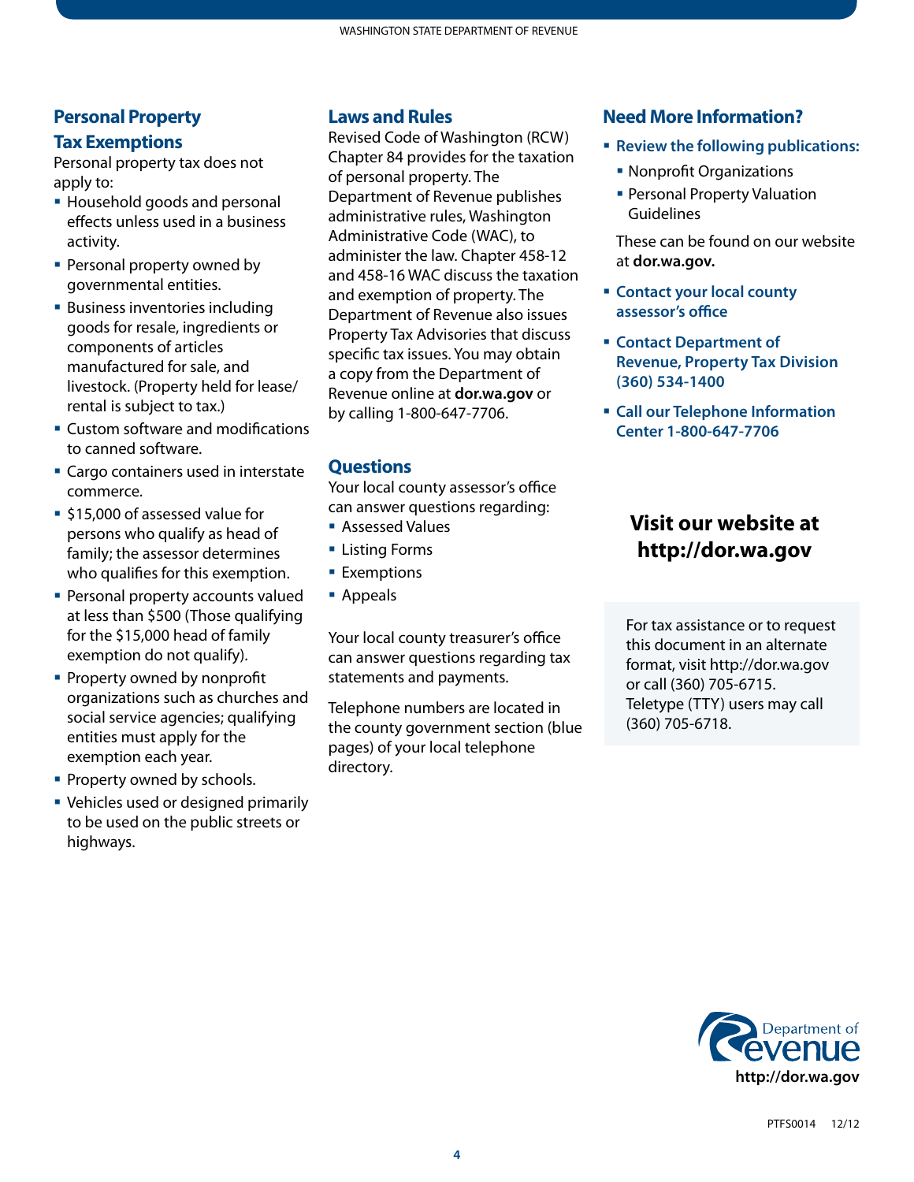## Personal Property Tax Exemptions

Personal property tax does not apply to:

- Household goods and personal effects unless used in a business activity.
- Personal property owned by governmental entities.
- Business inventories including goods for resale, ingredients or components of articles manufactured for sale, and livestock. (Property held for lease/ rental is subject to tax.)
- Custom software and modifications to canned software.
- Cargo containers used in interstate commerce.
- $15,000 of assessed value for persons who qualify as head of family; the assessor determines who qualifies for this exemption.
- Personal property accounts valued at less than $500 (Those qualifying for the $15,000 head of family exemption do not qualify).
- Property owned by nonprofit organizations such as churches and social service agencies; qualifying entities must apply for the exemption each year.
- Property owned by schools.
- Vehicles used or designed primarily to be used on the public streets or highways.

## Laws and Rules

Revised Code of Washington (RCW) Chapter 84 provides for the taxation of personal property. The Department of Revenue publishes administrative rules, Washington Administrative Code (WAC), to administer the law. Chapter 458-12 and 458-16 WAC discuss the taxation and exemption of property. The Department of Revenue also issues Property Tax Advisories that discuss specific tax issues. You may obtain a copy from the Department of Revenue online at **dor.wa.gov** or by calling 1-800-647-7706.

## Questions

Your local county assessor's office can answer questions regarding:

- Assessed Values
- Listing Forms
- Exemptions
- Appeals

Your local county treasurer's office can answer questions regarding tax statements and payments.

Telephone numbers are located in the county government section (blue pages) of your local telephone directory.

## Need More Information?

- **Review the following publications:**
  - Nonprofit Organizations
  - Personal Property Valuation Guidelines

  These can be found on our website at **dor.wa.gov.**

- **Contact your local county assessor's office**
- **Contact Department of Revenue, Property Tax Division (360) 534-1400**
- **Call our Telephone Information Center 1-800-647-7706**

**Visit our website at http://dor.wa.gov**

For tax assistance or to request this document in an alternate format, visit http://dor.wa.gov or call (360) 705-6715. Teletype (TTY) users may call (360) 705-6718.

Department of Revenue
http://dor.wa.gov

PTFS0014 12/12